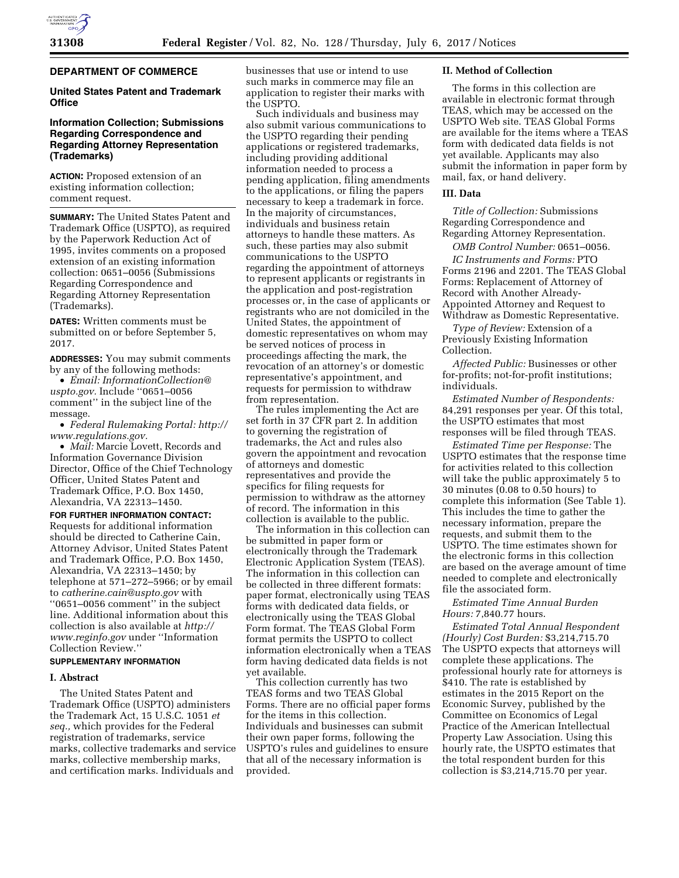## DEPARTMENT OF COMMERCE

### United States Patent and Trademark Office

### Information Collection; Submissions Regarding Correspondence and Regarding Attorney Representation (Trademarks)

**ACTION:** Proposed extension of an existing information collection; comment request.

**SUMMARY:** The United States Patent and Trademark Office (USPTO), as required by the Paperwork Reduction Act of 1995, invites comments on a proposed extension of an existing information collection: 0651–0056 (Submissions Regarding Correspondence and Regarding Attorney Representation (Trademarks).

**DATES:** Written comments must be submitted on or before September 5, 2017.

**ADDRESSES:** You may submit comments by any of the following methods:

- *Email: InformationCollection@uspto.gov.* Include ''0651–0056 comment'' in the subject line of the message.
- *Federal Rulemaking Portal: http://www.regulations.gov.*
- *Mail:* Marcie Lovett, Records and Information Governance Division Director, Office of the Chief Technology Officer, United States Patent and Trademark Office, P.O. Box 1450, Alexandria, VA 22313–1450.

**FOR FURTHER INFORMATION CONTACT:** Requests for additional information should be directed to Catherine Cain, Attorney Advisor, United States Patent and Trademark Office, P.O. Box 1450, Alexandria, VA 22313–1450; by telephone at 571–272–5966; or by email to *catherine.cain@uspto.gov* with ''0651–0056 comment'' in the subject line. Additional information about this collection is also available at *http://www.reginfo.gov* under ''Information Collection Review.''

**SUPPLEMENTARY INFORMATION**

#### I. Abstract

The United States Patent and Trademark Office (USPTO) administers the Trademark Act, 15 U.S.C. 1051 *et seq.,* which provides for the Federal registration of trademarks, service marks, collective trademarks and service marks, collective membership marks, and certification marks. Individuals and businesses that use or intend to use such marks in commerce may file an application to register their marks with the USPTO.

Such individuals and business may also submit various communications to the USPTO regarding their pending applications or registered trademarks, including providing additional information needed to process a pending application, filing amendments to the applications, or filing the papers necessary to keep a trademark in force. In the majority of circumstances, individuals and business retain attorneys to handle these matters. As such, these parties may also submit communications to the USPTO regarding the appointment of attorneys to represent applicants or registrants in the application and post-registration processes or, in the case of applicants or registrants who are not domiciled in the United States, the appointment of domestic representatives on whom may be served notices of process in proceedings affecting the mark, the revocation of an attorney's or domestic representative's appointment, and requests for permission to withdraw from representation.

The rules implementing the Act are set forth in 37 CFR part 2. In addition to governing the registration of trademarks, the Act and rules also govern the appointment and revocation of attorneys and domestic representatives and provide the specifics for filing requests for permission to withdraw as the attorney of record. The information in this collection is available to the public.

The information in this collection can be submitted in paper form or electronically through the Trademark Electronic Application System (TEAS). The information in this collection can be collected in three different formats: paper format, electronically using TEAS forms with dedicated data fields, or electronically using the TEAS Global Form format. The TEAS Global Form format permits the USPTO to collect information electronically when a TEAS form having dedicated data fields is not yet available.

This collection currently has two TEAS forms and two TEAS Global Forms. There are no official paper forms for the items in this collection. Individuals and businesses can submit their own paper forms, following the USPTO's rules and guidelines to ensure that all of the necessary information is provided.

#### II. Method of Collection

The forms in this collection are available in electronic format through TEAS, which may be accessed on the USPTO Web site. TEAS Global Forms are available for the items where a TEAS form with dedicated data fields is not yet available. Applicants may also submit the information in paper form by mail, fax, or hand delivery.

#### III. Data

*Title of Collection:* Submissions Regarding Correspondence and Regarding Attorney Representation.

*OMB Control Number:* 0651–0056.

*IC Instruments and Forms:* PTO Forms 2196 and 2201. The TEAS Global Forms: Replacement of Attorney of Record with Another Already-Appointed Attorney and Request to Withdraw as Domestic Representative.

*Type of Review:* Extension of a Previously Existing Information Collection.

*Affected Public:* Businesses or other for-profits; not-for-profit institutions; individuals.

*Estimated Number of Respondents:* 84,291 responses per year. Of this total, the USPTO estimates that most responses will be filed through TEAS.

*Estimated Time per Response:* The USPTO estimates that the response time for activities related to this collection will take the public approximately 5 to 30 minutes (0.08 to 0.50 hours) to complete this information (See Table 1). This includes the time to gather the necessary information, prepare the requests, and submit them to the USPTO. The time estimates shown for the electronic forms in this collection are based on the average amount of time needed to complete and electronically file the associated form.

*Estimated Time Annual Burden Hours:* 7,840.77 hours.

*Estimated Total Annual Respondent (Hourly) Cost Burden:* $3,214,715.70 The USPTO expects that attorneys will complete these applications. The professional hourly rate for attorneys is $410. The rate is established by estimates in the 2015 Report on the Economic Survey, published by the Committee on Economics of Legal Practice of the American Intellectual Property Law Association. Using this hourly rate, the USPTO estimates that the total respondent burden for this collection is $3,214,715.70 per year.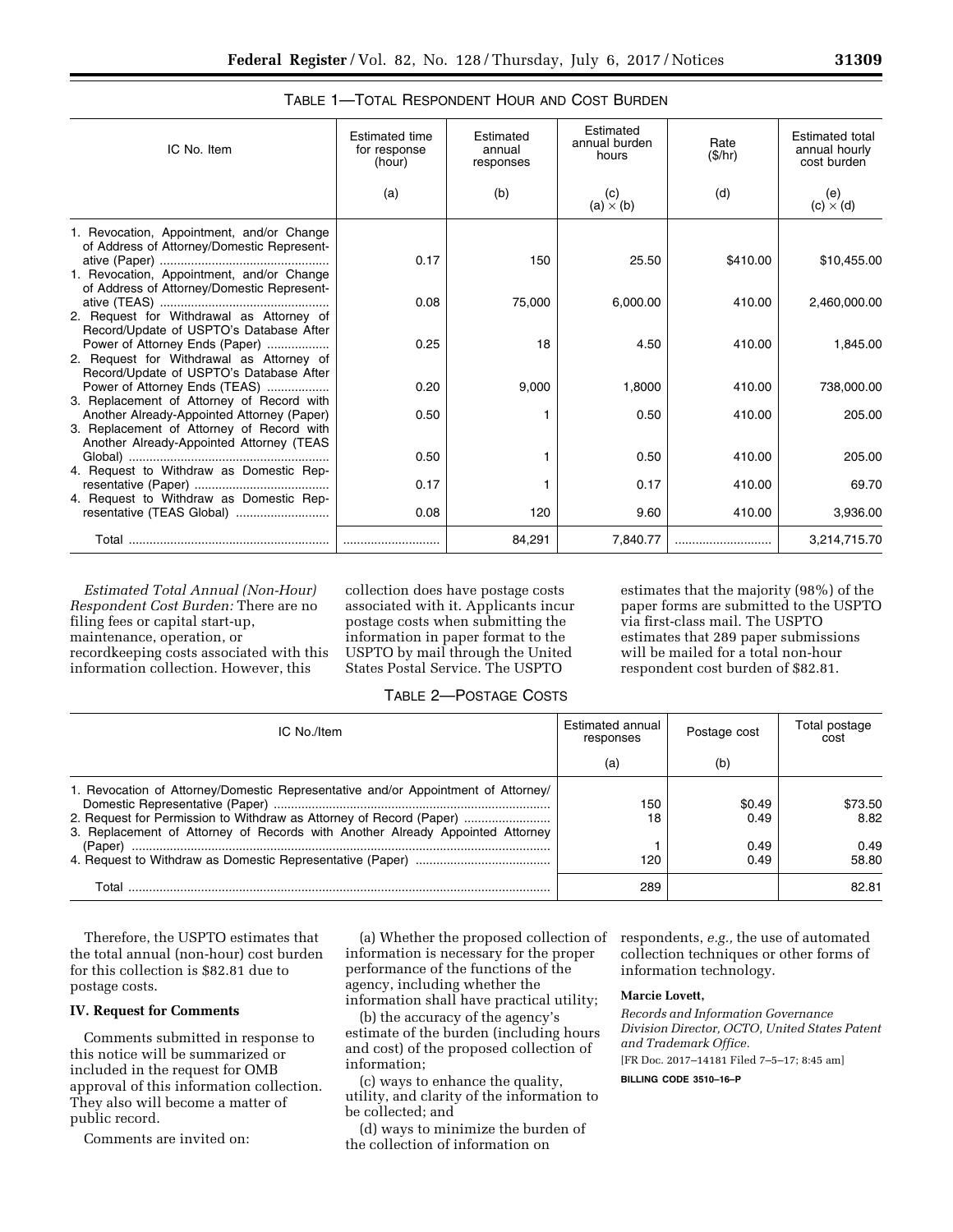TABLE 1—TOTAL RESPONDENT HOUR AND COST BURDEN

| IC No. Item | Estimated time for response (hour) | Estimated annual responses | Estimated annual burden hours | Rate ($/hr) | Estimated total annual hourly cost burden |
|---|---|---|---|---|---|
| | (a) | (b) | (c) (a) × (b) | (d) | (e) (c) × (d) |
| 1. Revocation, Appointment, and/or Change of Address of Attorney/Domestic Representative (Paper) | 0.17 | 150 | 25.50 | $410.00 | $10,455.00 |
| 1. Revocation, Appointment, and/or Change of Address of Attorney/Domestic Representative (TEAS) | 0.08 | 75,000 | 6,000.00 | 410.00 | 2,460,000.00 |
| 2. Request for Withdrawal as Attorney of Record/Update of USPTO's Database After Power of Attorney Ends (Paper) | 0.25 | 18 | 4.50 | 410.00 | 1,845.00 |
| 2. Request for Withdrawal as Attorney of Record/Update of USPTO's Database After Power of Attorney Ends (TEAS) | 0.20 | 9,000 | 1,8000 | 410.00 | 738,000.00 |
| 3. Replacement of Attorney of Record with Another Already-Appointed Attorney (Paper) | 0.50 | 1 | 0.50 | 410.00 | 205.00 |
| 3. Replacement of Attorney of Record with Another Already-Appointed Attorney (TEAS Global) | 0.50 | 1 | 0.50 | 410.00 | 205.00 |
| 4. Request to Withdraw as Domestic Representative (Paper) | 0.17 | 1 | 0.17 | 410.00 | 69.70 |
| 4. Request to Withdraw as Domestic Representative (TEAS Global) | 0.08 | 120 | 9.60 | 410.00 | 3,936.00 |
| Total | | 84,291 | 7,840.77 | | 3,214,715.70 |

*Estimated Total Annual (Non-Hour) Respondent Cost Burden:* There are no filing fees or capital start-up, maintenance, operation, or recordkeeping costs associated with this information collection. However, this collection does have postage costs associated with it. Applicants incur postage costs when submitting the information in paper format to the USPTO by mail through the United States Postal Service. The USPTO estimates that the majority (98%) of the paper forms are submitted to the USPTO via first-class mail. The USPTO estimates that 289 paper submissions will be mailed for a total non-hour respondent cost burden of $82.81.

TABLE 2—POSTAGE COSTS

| IC No./Item | Estimated annual responses | Postage cost | Total postage cost |
|---|---|---|---|
| | (a) | (b) | |
| 1. Revocation of Attorney/Domestic Representative and/or Appointment of Attorney/Domestic Representative (Paper) | 150 | $0.49 | $73.50 |
| 2. Request for Permission to Withdraw as Attorney of Record (Paper) | 18 | 0.49 | 8.82 |
| 3. Replacement of Attorney of Records with Another Already Appointed Attorney (Paper) | 1 | 0.49 | 0.49 |
| 4. Request to Withdraw as Domestic Representative (Paper) | 120 | 0.49 | 58.80 |
| Total | 289 | | 82.81 |

Therefore, the USPTO estimates that the total annual (non-hour) cost burden for this collection is $82.81 due to postage costs.

**IV. Request for Comments**

Comments submitted in response to this notice will be summarized or included in the request for OMB approval of this information collection. They also will become a matter of public record.

Comments are invited on:

(a) Whether the proposed collection of information is necessary for the proper performance of the functions of the agency, including whether the information shall have practical utility;

(b) the accuracy of the agency's estimate of the burden (including hours and cost) of the proposed collection of information;

(c) ways to enhance the quality, utility, and clarity of the information to be collected; and

(d) ways to minimize the burden of the collection of information on respondents, *e.g.,* the use of automated collection techniques or other forms of information technology.

**Marcie Lovett,**

*Records and Information Governance Division Director, OCTO, United States Patent and Trademark Office.*

[FR Doc. 2017–14181 Filed 7–5–17; 8:45 am]

**BILLING CODE 3510–16–P**